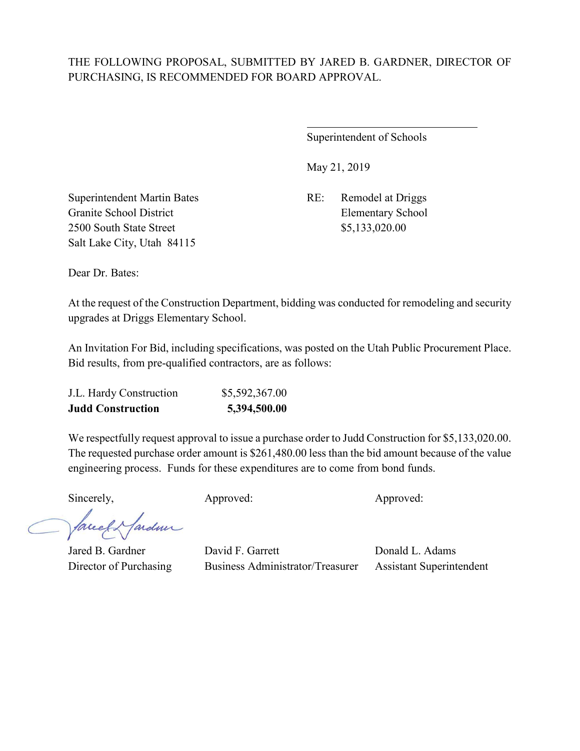THE FOLLOWING PROPOSAL, SUBMITTED BY JARED B. GARDNER, DIRECTOR OF PURCHASING, IS RECOMMENDED FOR BOARD APPROVAL.

\_\_\_\_\_\_\_\_\_\_\_\_\_\_\_\_\_\_\_\_\_\_\_\_\_\_\_\_\_\_\_\_

Superintendent of Schools

May 21, 2019

Superintendent Martin Bates
Granite School District
2500 South State Street
Salt Lake City, Utah 84115

RE: Remodel at Driggs Elementary School
$5,133,020.00

Dear Dr. Bates:

At the request of the Construction Department, bidding was conducted for remodeling and security upgrades at Driggs Elementary School.

An Invitation For Bid, including specifications, was posted on the Utah Public Procurement Place. Bid results, from pre-qualified contractors, are as follows:

| | |
|---|---|
| J.L. Hardy Construction | $5,592,367.00 |
| **Judd Construction** | **5,394,500.00** |

We respectfully request approval to issue a purchase order to Judd Construction for $5,133,020.00. The requested purchase order amount is $261,480.00 less than the bid amount because of the value engineering process. Funds for these expenditures are to come from bond funds.

Sincerely,

Jared B. Gardner
Director of Purchasing

Approved:

David F. Garrett
Business Administrator/Treasurer

Approved:

Donald L. Adams
Assistant Superintendent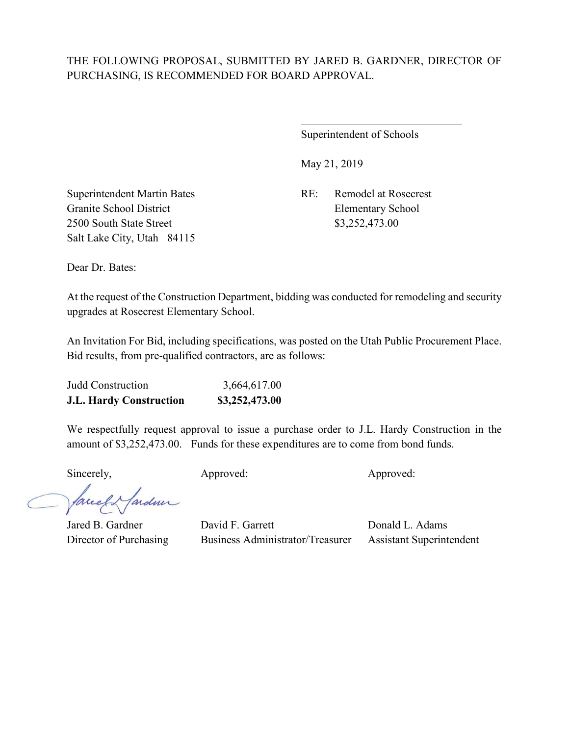THE FOLLOWING PROPOSAL, SUBMITTED BY JARED B. GARDNER, DIRECTOR OF PURCHASING, IS RECOMMENDED FOR BOARD APPROVAL.

\_\_\_\_\_\_\_\_\_\_\_\_\_\_\_\_\_\_\_\_\_\_\_\_\_\_\_\_\_\_
Superintendent of Schools

May 21, 2019

Superintendent Martin Bates
Granite School District
2500 South State Street
Salt Lake City, Utah 84115

RE: Remodel at Rosecrest Elementary School
$3,252,473.00

Dear Dr. Bates:

At the request of the Construction Department, bidding was conducted for remodeling and security upgrades at Rosecrest Elementary School.

An Invitation For Bid, including specifications, was posted on the Utah Public Procurement Place. Bid results, from pre-qualified contractors, are as follows:

| | |
|---|---|
| Judd Construction | 3,664,617.00 |
| **J.L. Hardy Construction** | **$3,252,473.00** |

We respectfully request approval to issue a purchase order to J.L. Hardy Construction in the amount of $3,252,473.00. Funds for these expenditures are to come from bond funds.

Sincerely,

Jared B. Gardner
Director of Purchasing

Approved:

David F. Garrett
Business Administrator/Treasurer

Approved:

Donald L. Adams
Assistant Superintendent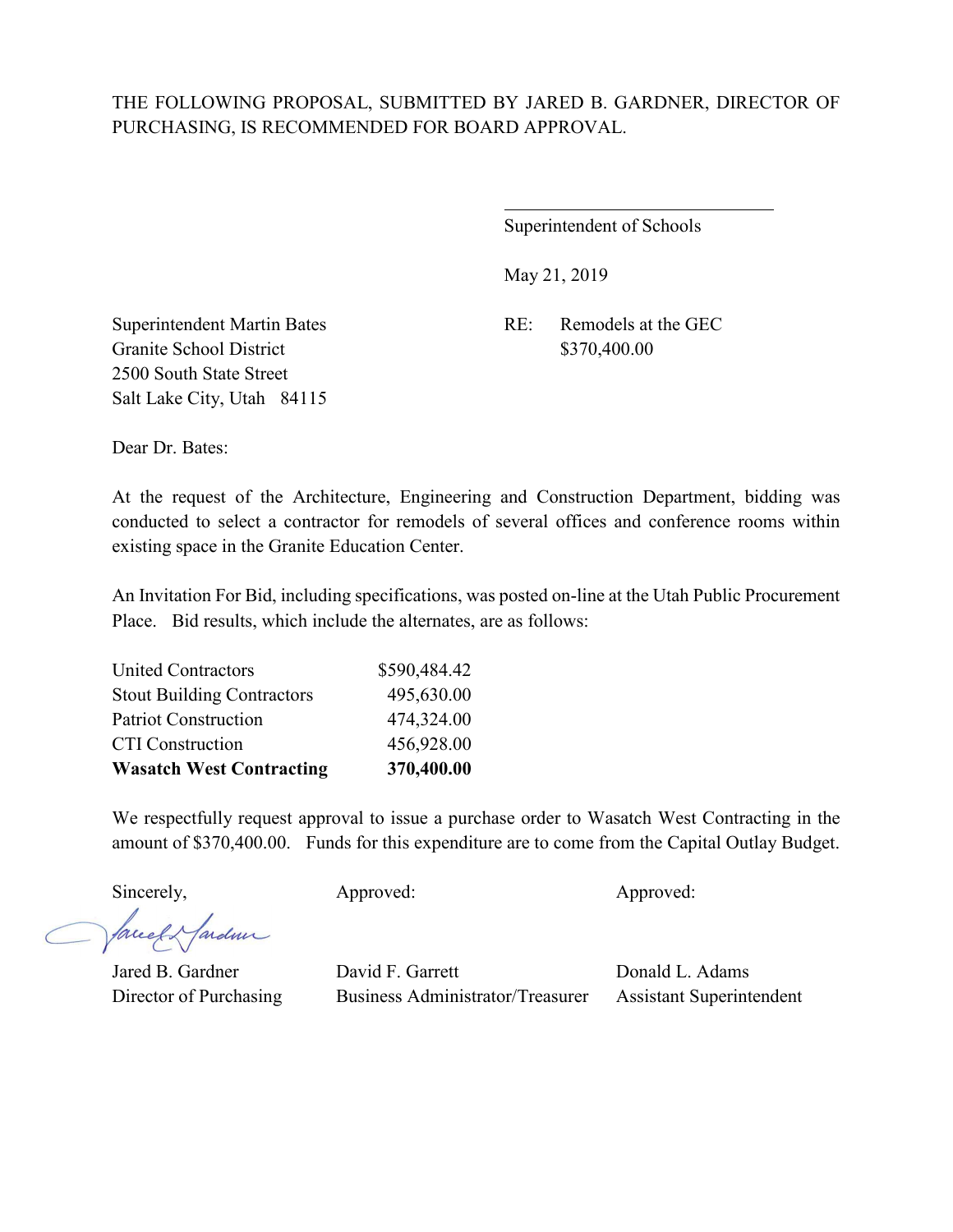THE FOLLOWING PROPOSAL, SUBMITTED BY JARED B. GARDNER, DIRECTOR OF PURCHASING, IS RECOMMENDED FOR BOARD APPROVAL.

_______________________________
Superintendent of Schools

May 21, 2019

Superintendent Martin Bates
Granite School District
2500 South State Street
Salt Lake City, Utah 84115

RE: Remodels at the GEC
$370,400.00

Dear Dr. Bates:

At the request of the Architecture, Engineering and Construction Department, bidding was conducted to select a contractor for remodels of several offices and conference rooms within existing space in the Granite Education Center.

An Invitation For Bid, including specifications, was posted on-line at the Utah Public Procurement Place. Bid results, which include the alternates, are as follows:

| | |
|---|---|
| United Contractors | $590,484.42 |
| Stout Building Contractors | 495,630.00 |
| Patriot Construction | 474,324.00 |
| CTI Construction | 456,928.00 |
| **Wasatch West Contracting** | **370,400.00** |

We respectfully request approval to issue a purchase order to Wasatch West Contracting in the amount of $370,400.00. Funds for this expenditure are to come from the Capital Outlay Budget.

Sincerely,

Jared B. Gardner
Director of Purchasing

Approved:

David F. Garrett
Business Administrator/Treasurer

Approved:

Donald L. Adams
Assistant Superintendent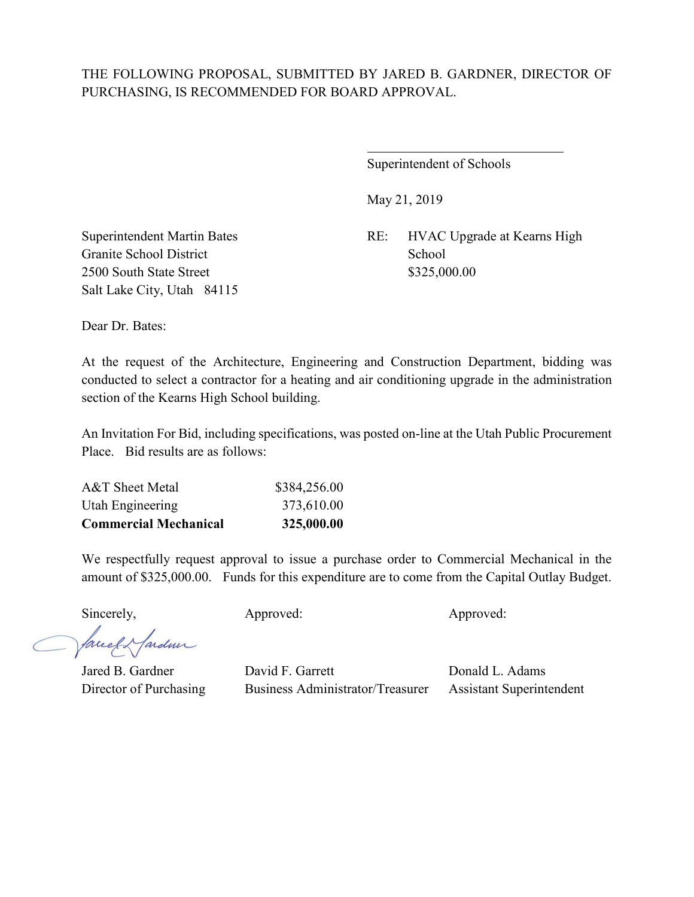THE FOLLOWING PROPOSAL, SUBMITTED BY JARED B. GARDNER, DIRECTOR OF PURCHASING, IS RECOMMENDED FOR BOARD APPROVAL.

\_\_\_\_\_\_\_\_\_\_\_\_\_\_\_\_\_\_\_\_\_\_\_\_\_\_\_\_\_\_

Superintendent of Schools

May 21, 2019

Superintendent Martin Bates
Granite School District
2500 South State Street
Salt Lake City, Utah 84115

RE: HVAC Upgrade at Kearns High School
$325,000.00

Dear Dr. Bates:

At the request of the Architecture, Engineering and Construction Department, bidding was conducted to select a contractor for a heating and air conditioning upgrade in the administration section of the Kearns High School building.

An Invitation For Bid, including specifications, was posted on-line at the Utah Public Procurement Place. Bid results are as follows:

| | |
|---|---|
| A&T Sheet Metal | $384,256.00 |
| Utah Engineering | 373,610.00 |
| **Commercial Mechanical** | **325,000.00** |

We respectfully request approval to issue a purchase order to Commercial Mechanical in the amount of $325,000.00. Funds for this expenditure are to come from the Capital Outlay Budget.

Sincerely,

Jared B. Gardner
Director of Purchasing

Approved:

David F. Garrett
Business Administrator/Treasurer

Approved:

Donald L. Adams
Assistant Superintendent